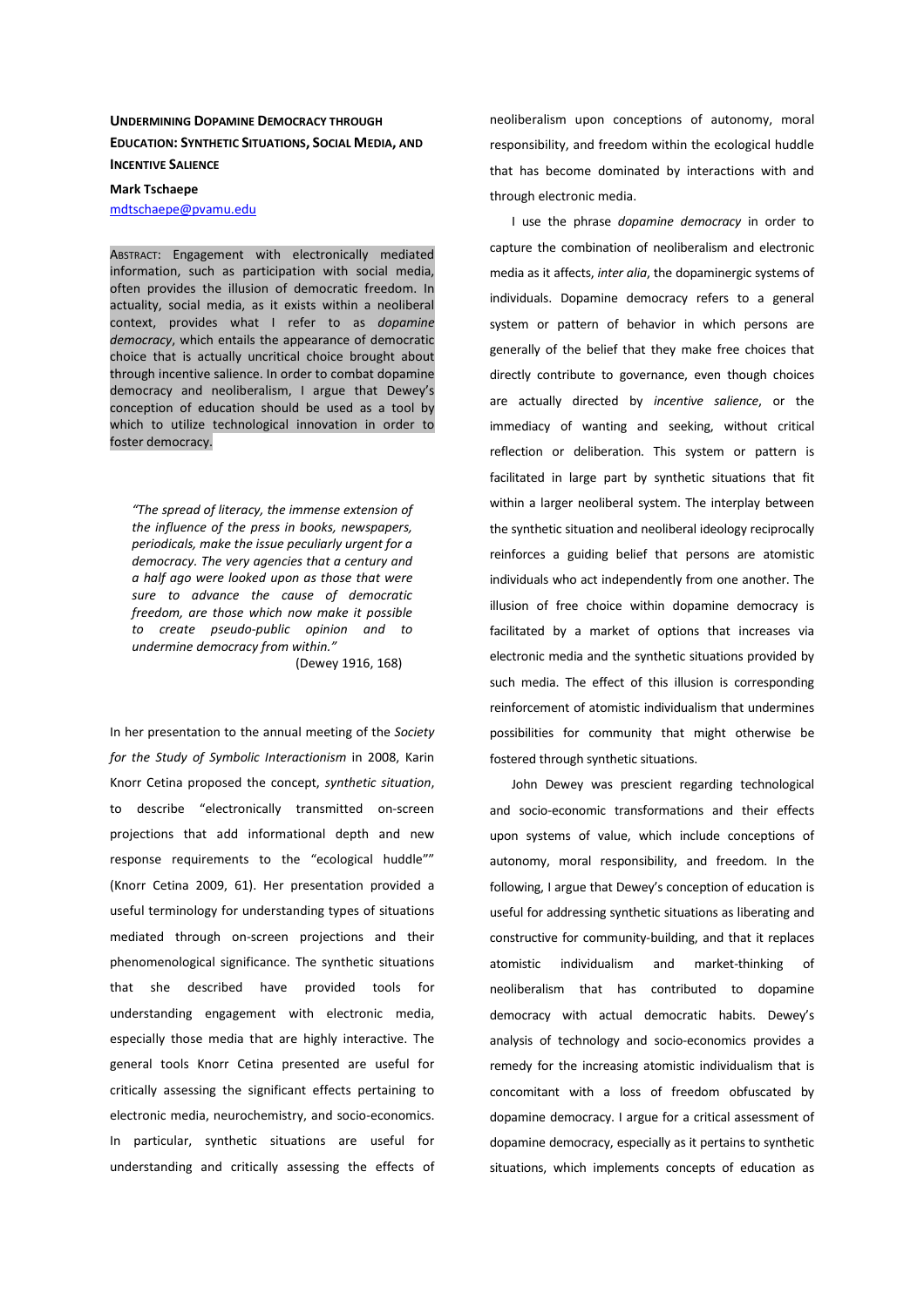# Undermining Dopamine Democracy through Education: Synthetic Situations, Social Media, and Incentive Salience

**Mark Tschaepe**

mdtschaepe@pvamu.edu

Abstract: Engagement with electronically mediated information, such as participation with social media, often provides the illusion of democratic freedom. In actuality, social media, as it exists within a neoliberal context, provides what I refer to as *dopamine democracy*, which entails the appearance of democratic choice that is actually uncritical choice brought about through incentive salience. In order to combat dopamine democracy and neoliberalism, I argue that Dewey's conception of education should be used as a tool by which to utilize technological innovation in order to foster democracy.

> *"The spread of literacy, the immense extension of the influence of the press in books, newspapers, periodicals, make the issue peculiarly urgent for a democracy. The very agencies that a century and a half ago were looked upon as those that were sure to advance the cause of democratic freedom, are those which now make it possible to create pseudo-public opinion and to undermine democracy from within."*
>
> (Dewey 1916, 168)

In her presentation to the annual meeting of the *Society for the Study of Symbolic Interactionism* in 2008, Karin Knorr Cetina proposed the concept, *synthetic situation*, to describe "electronically transmitted on-screen projections that add informational depth and new response requirements to the "ecological huddle"" (Knorr Cetina 2009, 61). Her presentation provided a useful terminology for understanding types of situations mediated through on-screen projections and their phenomenological significance. The synthetic situations that she described have provided tools for understanding engagement with electronic media, especially those media that are highly interactive. The general tools Knorr Cetina presented are useful for critically assessing the significant effects pertaining to electronic media, neurochemistry, and socio-economics. In particular, synthetic situations are useful for understanding and critically assessing the effects of neoliberalism upon conceptions of autonomy, moral responsibility, and freedom within the ecological huddle that has become dominated by interactions with and through electronic media.

I use the phrase *dopamine democracy* in order to capture the combination of neoliberalism and electronic media as it affects, *inter alia*, the dopaminergic systems of individuals. Dopamine democracy refers to a general system or pattern of behavior in which persons are generally of the belief that they make free choices that directly contribute to governance, even though choices are actually directed by *incentive salience*, or the immediacy of wanting and seeking, without critical reflection or deliberation. This system or pattern is facilitated in large part by synthetic situations that fit within a larger neoliberal system. The interplay between the synthetic situation and neoliberal ideology reciprocally reinforces a guiding belief that persons are atomistic individuals who act independently from one another. The illusion of free choice within dopamine democracy is facilitated by a market of options that increases via electronic media and the synthetic situations provided by such media. The effect of this illusion is corresponding reinforcement of atomistic individualism that undermines possibilities for community that might otherwise be fostered through synthetic situations.

John Dewey was prescient regarding technological and socio-economic transformations and their effects upon systems of value, which include conceptions of autonomy, moral responsibility, and freedom. In the following, I argue that Dewey's conception of education is useful for addressing synthetic situations as liberating and constructive for community-building, and that it replaces atomistic individualism and market-thinking of neoliberalism that has contributed to dopamine democracy with actual democratic habits. Dewey's analysis of technology and socio-economics provides a remedy for the increasing atomistic individualism that is concomitant with a loss of freedom obfuscated by dopamine democracy. I argue for a critical assessment of dopamine democracy, especially as it pertains to synthetic situations, which implements concepts of education as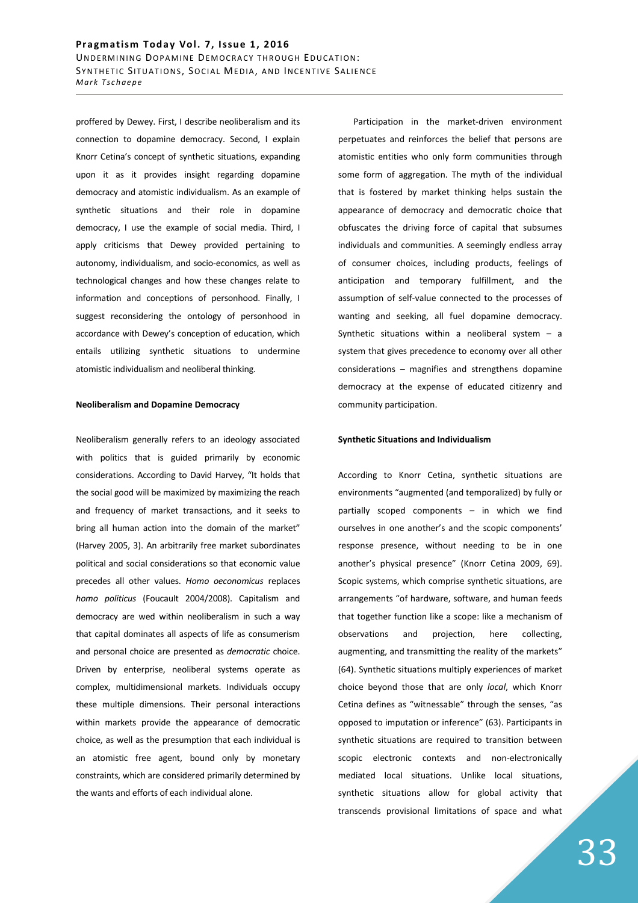proffered by Dewey. First, I describe neoliberalism and its connection to dopamine democracy. Second, I explain Knorr Cetina's concept of synthetic situations, expanding upon it as it provides insight regarding dopamine democracy and atomistic individualism. As an example of synthetic situations and their role in dopamine democracy, I use the example of social media. Third, I apply criticisms that Dewey provided pertaining to autonomy, individualism, and socio-economics, as well as technological changes and how these changes relate to information and conceptions of personhood. Finally, I suggest reconsidering the ontology of personhood in accordance with Dewey's conception of education, which entails utilizing synthetic situations to undermine atomistic individualism and neoliberal thinking.

**Neoliberalism and Dopamine Democracy**

Neoliberalism generally refers to an ideology associated with politics that is guided primarily by economic considerations. According to David Harvey, "It holds that the social good will be maximized by maximizing the reach and frequency of market transactions, and it seeks to bring all human action into the domain of the market" (Harvey 2005, 3). An arbitrarily free market subordinates political and social considerations so that economic value precedes all other values. *Homo oeconomicus* replaces *homo politicus* (Foucault 2004/2008). Capitalism and democracy are wed within neoliberalism in such a way that capital dominates all aspects of life as consumerism and personal choice are presented as *democratic* choice. Driven by enterprise, neoliberal systems operate as complex, multidimensional markets. Individuals occupy these multiple dimensions. Their personal interactions within markets provide the appearance of democratic choice, as well as the presumption that each individual is an atomistic free agent, bound only by monetary constraints, which are considered primarily determined by the wants and efforts of each individual alone.

Participation in the market-driven environment perpetuates and reinforces the belief that persons are atomistic entities who only form communities through some form of aggregation. The myth of the individual that is fostered by market thinking helps sustain the appearance of democracy and democratic choice that obfuscates the driving force of capital that subsumes individuals and communities. A seemingly endless array of consumer choices, including products, feelings of anticipation and temporary fulfillment, and the assumption of self-value connected to the processes of wanting and seeking, all fuel dopamine democracy. Synthetic situations within a neoliberal system – a system that gives precedence to economy over all other considerations – magnifies and strengthens dopamine democracy at the expense of educated citizenry and community participation.

**Synthetic Situations and Individualism**

According to Knorr Cetina, synthetic situations are environments "augmented (and temporalized) by fully or partially scoped components – in which we find ourselves in one another's and the scopic components' response presence, without needing to be in one another's physical presence" (Knorr Cetina 2009, 69). Scopic systems, which comprise synthetic situations, are arrangements "of hardware, software, and human feeds that together function like a scope: like a mechanism of observations and projection, here collecting, augmenting, and transmitting the reality of the markets" (64). Synthetic situations multiply experiences of market choice beyond those that are only *local*, which Knorr Cetina defines as "witnessable" through the senses, "as opposed to imputation or inference" (63). Participants in synthetic situations are required to transition between scopic electronic contexts and non-electronically mediated local situations. Unlike local situations, synthetic situations allow for global activity that transcends provisional limitations of space and what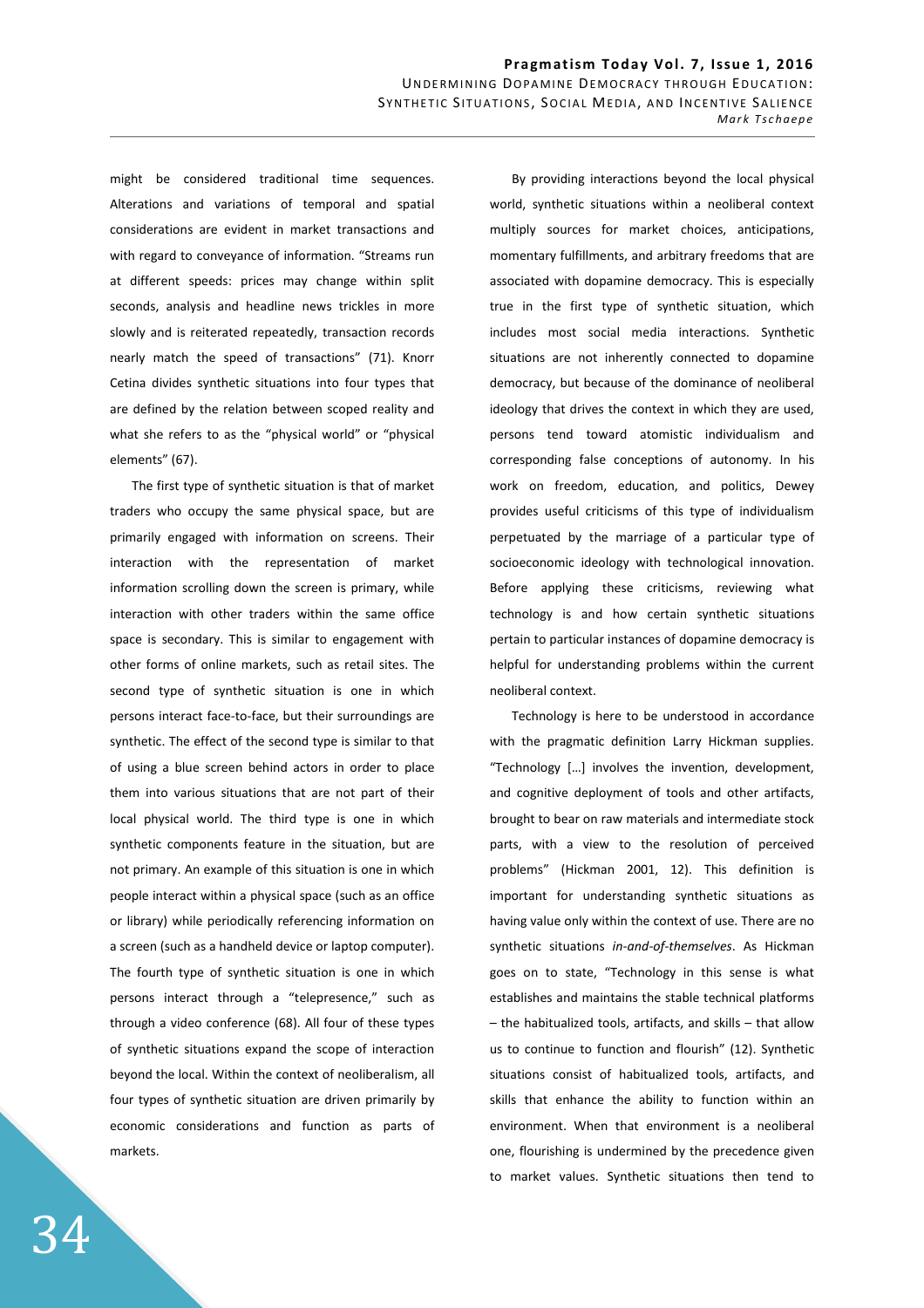might be considered traditional time sequences. Alterations and variations of temporal and spatial considerations are evident in market transactions and with regard to conveyance of information. "Streams run at different speeds: prices may change within split seconds, analysis and headline news trickles in more slowly and is reiterated repeatedly, transaction records nearly match the speed of transactions" (71). Knorr Cetina divides synthetic situations into four types that are defined by the relation between scoped reality and what she refers to as the "physical world" or "physical elements" (67).

The first type of synthetic situation is that of market traders who occupy the same physical space, but are primarily engaged with information on screens. Their interaction with the representation of market information scrolling down the screen is primary, while interaction with other traders within the same office space is secondary. This is similar to engagement with other forms of online markets, such as retail sites. The second type of synthetic situation is one in which persons interact face-to-face, but their surroundings are synthetic. The effect of the second type is similar to that of using a blue screen behind actors in order to place them into various situations that are not part of their local physical world. The third type is one in which synthetic components feature in the situation, but are not primary. An example of this situation is one in which people interact within a physical space (such as an office or library) while periodically referencing information on a screen (such as a handheld device or laptop computer). The fourth type of synthetic situation is one in which persons interact through a "telepresence," such as through a video conference (68). All four of these types of synthetic situations expand the scope of interaction beyond the local. Within the context of neoliberalism, all four types of synthetic situation are driven primarily by economic considerations and function as parts of markets.

By providing interactions beyond the local physical world, synthetic situations within a neoliberal context multiply sources for market choices, anticipations, momentary fulfillments, and arbitrary freedoms that are associated with dopamine democracy. This is especially true in the first type of synthetic situation, which includes most social media interactions. Synthetic situations are not inherently connected to dopamine democracy, but because of the dominance of neoliberal ideology that drives the context in which they are used, persons tend toward atomistic individualism and corresponding false conceptions of autonomy. In his work on freedom, education, and politics, Dewey provides useful criticisms of this type of individualism perpetuated by the marriage of a particular type of socioeconomic ideology with technological innovation. Before applying these criticisms, reviewing what technology is and how certain synthetic situations pertain to particular instances of dopamine democracy is helpful for understanding problems within the current neoliberal context.

Technology is here to be understood in accordance with the pragmatic definition Larry Hickman supplies. "Technology […] involves the invention, development, and cognitive deployment of tools and other artifacts, brought to bear on raw materials and intermediate stock parts, with a view to the resolution of perceived problems" (Hickman 2001, 12). This definition is important for understanding synthetic situations as having value only within the context of use. There are no synthetic situations *in-and-of-themselves*. As Hickman goes on to state, "Technology in this sense is what establishes and maintains the stable technical platforms – the habitualized tools, artifacts, and skills – that allow us to continue to function and flourish" (12). Synthetic situations consist of habitualized tools, artifacts, and skills that enhance the ability to function within an environment. When that environment is a neoliberal one, flourishing is undermined by the precedence given to market values. Synthetic situations then tend to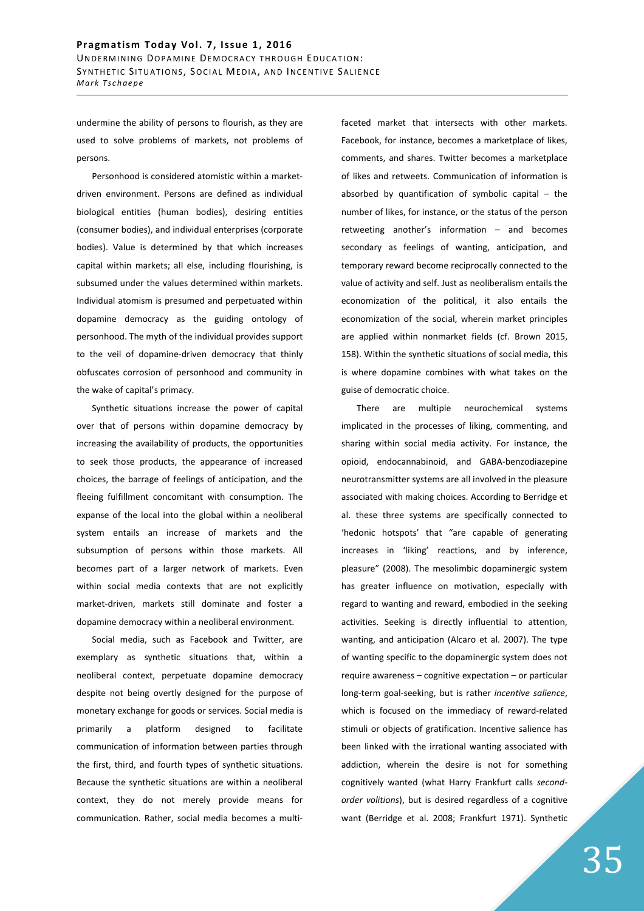undermine the ability of persons to flourish, as they are used to solve problems of markets, not problems of persons.

Personhood is considered atomistic within a market-driven environment. Persons are defined as individual biological entities (human bodies), desiring entities (consumer bodies), and individual enterprises (corporate bodies). Value is determined by that which increases capital within markets; all else, including flourishing, is subsumed under the values determined within markets. Individual atomism is presumed and perpetuated within dopamine democracy as the guiding ontology of personhood. The myth of the individual provides support to the veil of dopamine-driven democracy that thinly obfuscates corrosion of personhood and community in the wake of capital's primacy.

Synthetic situations increase the power of capital over that of persons within dopamine democracy by increasing the availability of products, the opportunities to seek those products, the appearance of increased choices, the barrage of feelings of anticipation, and the fleeing fulfillment concomitant with consumption. The expanse of the local into the global within a neoliberal system entails an increase of markets and the subsumption of persons within those markets. All becomes part of a larger network of markets. Even within social media contexts that are not explicitly market-driven, markets still dominate and foster a dopamine democracy within a neoliberal environment.

Social media, such as Facebook and Twitter, are exemplary as synthetic situations that, within a neoliberal context, perpetuate dopamine democracy despite not being overtly designed for the purpose of monetary exchange for goods or services. Social media is primarily a platform designed to facilitate communication of information between parties through the first, third, and fourth types of synthetic situations. Because the synthetic situations are within a neoliberal context, they do not merely provide means for communication. Rather, social media becomes a multi-faceted market that intersects with other markets. Facebook, for instance, becomes a marketplace of likes, comments, and shares. Twitter becomes a marketplace of likes and retweets. Communication of information is absorbed by quantification of symbolic capital – the number of likes, for instance, or the status of the person retweeting another's information – and becomes secondary as feelings of wanting, anticipation, and temporary reward become reciprocally connected to the value of activity and self. Just as neoliberalism entails the economization of the political, it also entails the economization of the social, wherein market principles are applied within nonmarket fields (cf. Brown 2015, 158). Within the synthetic situations of social media, this is where dopamine combines with what takes on the guise of democratic choice.

There are multiple neurochemical systems implicated in the processes of liking, commenting, and sharing within social media activity. For instance, the opioid, endocannabinoid, and GABA-benzodiazepine neurotransmitter systems are all involved in the pleasure associated with making choices. According to Berridge et al. these three systems are specifically connected to 'hedonic hotspots' that "are capable of generating increases in 'liking' reactions, and by inference, pleasure" (2008). The mesolimbic dopaminergic system has greater influence on motivation, especially with regard to wanting and reward, embodied in the seeking activities. Seeking is directly influential to attention, wanting, and anticipation (Alcaro et al. 2007). The type of wanting specific to the dopaminergic system does not require awareness – cognitive expectation – or particular long-term goal-seeking, but is rather *incentive salience*, which is focused on the immediacy of reward-related stimuli or objects of gratification. Incentive salience has been linked with the irrational wanting associated with addiction, wherein the desire is not for something cognitively wanted (what Harry Frankfurt calls *second-order volitions*), but is desired regardless of a cognitive want (Berridge et al. 2008; Frankfurt 1971). Synthetic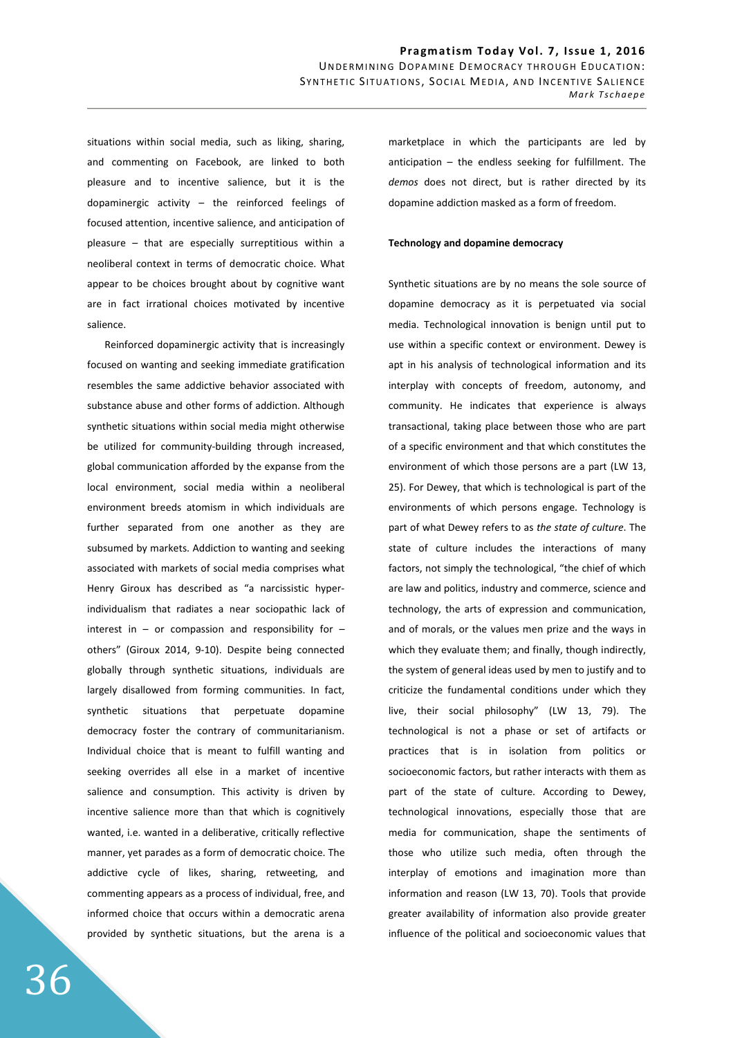situations within social media, such as liking, sharing, and commenting on Facebook, are linked to both pleasure and to incentive salience, but it is the dopaminergic activity – the reinforced feelings of focused attention, incentive salience, and anticipation of pleasure – that are especially surreptitious within a neoliberal context in terms of democratic choice. What appear to be choices brought about by cognitive want are in fact irrational choices motivated by incentive salience.

Reinforced dopaminergic activity that is increasingly focused on wanting and seeking immediate gratification resembles the same addictive behavior associated with substance abuse and other forms of addiction. Although synthetic situations within social media might otherwise be utilized for community-building through increased, global communication afforded by the expanse from the local environment, social media within a neoliberal environment breeds atomism in which individuals are further separated from one another as they are subsumed by markets. Addiction to wanting and seeking associated with markets of social media comprises what Henry Giroux has described as "a narcissistic hyper-individualism that radiates a near sociopathic lack of interest in – or compassion and responsibility for – others" (Giroux 2014, 9-10). Despite being connected globally through synthetic situations, individuals are largely disallowed from forming communities. In fact, synthetic situations that perpetuate dopamine democracy foster the contrary of communitarianism. Individual choice that is meant to fulfill wanting and seeking overrides all else in a market of incentive salience and consumption. This activity is driven by incentive salience more than that which is cognitively wanted, i.e. wanted in a deliberative, critically reflective manner, yet parades as a form of democratic choice. The addictive cycle of likes, sharing, retweeting, and commenting appears as a process of individual, free, and informed choice that occurs within a democratic arena provided by synthetic situations, but the arena is a marketplace in which the participants are led by anticipation – the endless seeking for fulfillment. The *demos* does not direct, but is rather directed by its dopamine addiction masked as a form of freedom.

**Technology and dopamine democracy**

Synthetic situations are by no means the sole source of dopamine democracy as it is perpetuated via social media. Technological innovation is benign until put to use within a specific context or environment. Dewey is apt in his analysis of technological information and its interplay with concepts of freedom, autonomy, and community. He indicates that experience is always transactional, taking place between those who are part of a specific environment and that which constitutes the environment of which those persons are a part (LW 13, 25). For Dewey, that which is technological is part of the environments of which persons engage. Technology is part of what Dewey refers to as *the state of culture*. The state of culture includes the interactions of many factors, not simply the technological, "the chief of which are law and politics, industry and commerce, science and technology, the arts of expression and communication, and of morals, or the values men prize and the ways in which they evaluate them; and finally, though indirectly, the system of general ideas used by men to justify and to criticize the fundamental conditions under which they live, their social philosophy" (LW 13, 79). The technological is not a phase or set of artifacts or practices that is in isolation from politics or socioeconomic factors, but rather interacts with them as part of the state of culture. According to Dewey, technological innovations, especially those that are media for communication, shape the sentiments of those who utilize such media, often through the interplay of emotions and imagination more than information and reason (LW 13, 70). Tools that provide greater availability of information also provide greater influence of the political and socioeconomic values that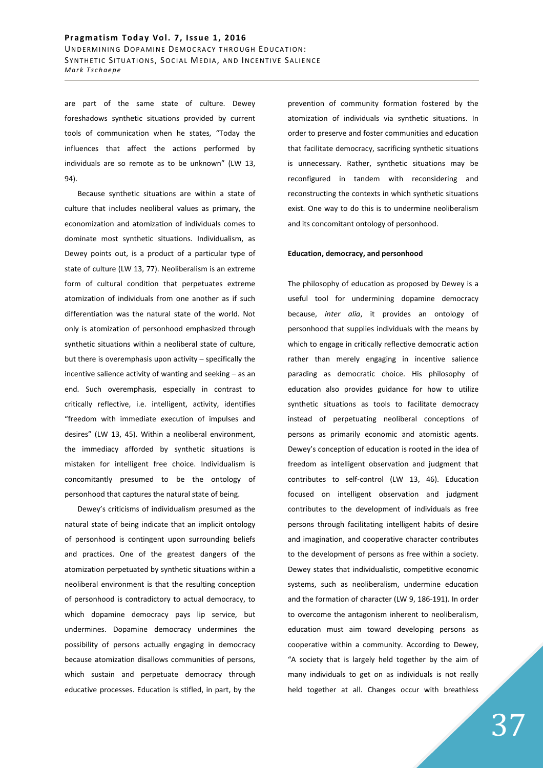are part of the same state of culture. Dewey foreshadows synthetic situations provided by current tools of communication when he states, "Today the influences that affect the actions performed by individuals are so remote as to be unknown" (LW 13, 94).

Because synthetic situations are within a state of culture that includes neoliberal values as primary, the economization and atomization of individuals comes to dominate most synthetic situations. Individualism, as Dewey points out, is a product of a particular type of state of culture (LW 13, 77). Neoliberalism is an extreme form of cultural condition that perpetuates extreme atomization of individuals from one another as if such differentiation was the natural state of the world. Not only is atomization of personhood emphasized through synthetic situations within a neoliberal state of culture, but there is overemphasis upon activity – specifically the incentive salience activity of wanting and seeking – as an end. Such overemphasis, especially in contrast to critically reflective, i.e. intelligent, activity, identifies "freedom with immediate execution of impulses and desires" (LW 13, 45). Within a neoliberal environment, the immediacy afforded by synthetic situations is mistaken for intelligent free choice. Individualism is concomitantly presumed to be the ontology of personhood that captures the natural state of being.

Dewey's criticisms of individualism presumed as the natural state of being indicate that an implicit ontology of personhood is contingent upon surrounding beliefs and practices. One of the greatest dangers of the atomization perpetuated by synthetic situations within a neoliberal environment is that the resulting conception of personhood is contradictory to actual democracy, to which dopamine democracy pays lip service, but undermines. Dopamine democracy undermines the possibility of persons actually engaging in democracy because atomization disallows communities of persons, which sustain and perpetuate democracy through educative processes. Education is stifled, in part, by the prevention of community formation fostered by the atomization of individuals via synthetic situations. In order to preserve and foster communities and education that facilitate democracy, sacrificing synthetic situations is unnecessary. Rather, synthetic situations may be reconfigured in tandem with reconsidering and reconstructing the contexts in which synthetic situations exist. One way to do this is to undermine neoliberalism and its concomitant ontology of personhood.

**Education, democracy, and personhood**

The philosophy of education as proposed by Dewey is a useful tool for undermining dopamine democracy because, *inter alia*, it provides an ontology of personhood that supplies individuals with the means by which to engage in critically reflective democratic action rather than merely engaging in incentive salience parading as democratic choice. His philosophy of education also provides guidance for how to utilize synthetic situations as tools to facilitate democracy instead of perpetuating neoliberal conceptions of persons as primarily economic and atomistic agents. Dewey's conception of education is rooted in the idea of freedom as intelligent observation and judgment that contributes to self-control (LW 13, 46). Education focused on intelligent observation and judgment contributes to the development of individuals as free persons through facilitating intelligent habits of desire and imagination, and cooperative character contributes to the development of persons as free within a society. Dewey states that individualistic, competitive economic systems, such as neoliberalism, undermine education and the formation of character (LW 9, 186-191). In order to overcome the antagonism inherent to neoliberalism, education must aim toward developing persons as cooperative within a community. According to Dewey, "A society that is largely held together by the aim of many individuals to get on as individuals is not really held together at all. Changes occur with breathless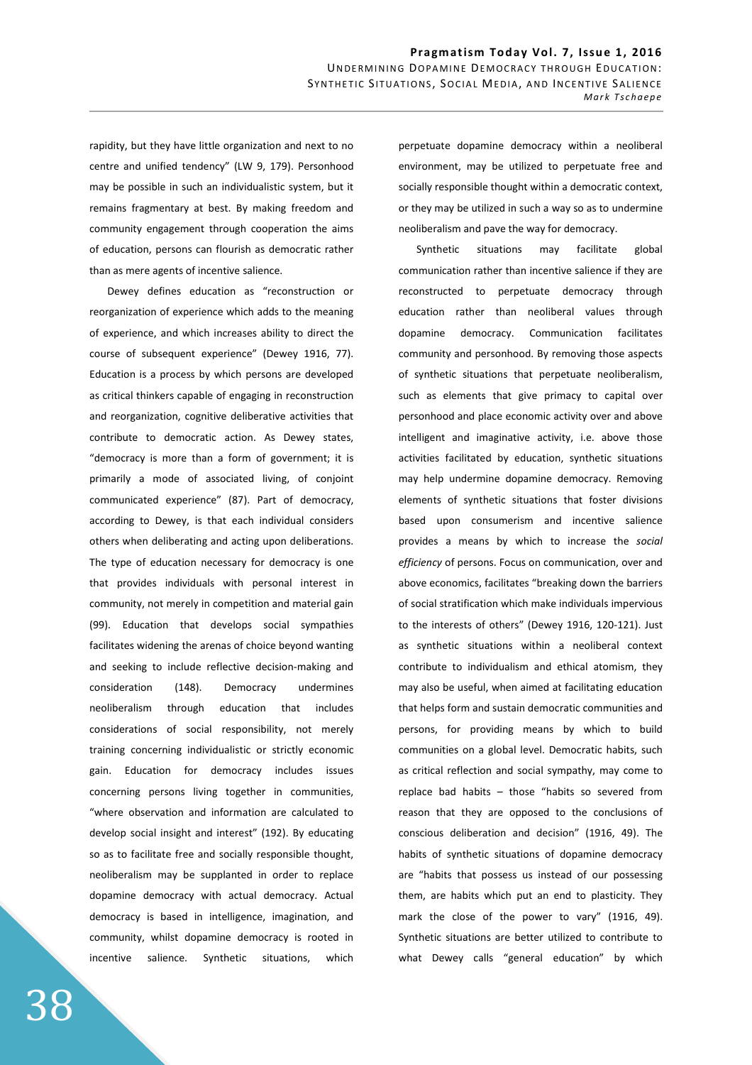rapidity, but they have little organization and next to no centre and unified tendency" (LW 9, 179). Personhood may be possible in such an individualistic system, but it remains fragmentary at best. By making freedom and community engagement through cooperation the aims of education, persons can flourish as democratic rather than as mere agents of incentive salience.

Dewey defines education as "reconstruction or reorganization of experience which adds to the meaning of experience, and which increases ability to direct the course of subsequent experience" (Dewey 1916, 77). Education is a process by which persons are developed as critical thinkers capable of engaging in reconstruction and reorganization, cognitive deliberative activities that contribute to democratic action. As Dewey states, "democracy is more than a form of government; it is primarily a mode of associated living, of conjoint communicated experience" (87). Part of democracy, according to Dewey, is that each individual considers others when deliberating and acting upon deliberations. The type of education necessary for democracy is one that provides individuals with personal interest in community, not merely in competition and material gain (99). Education that develops social sympathies facilitates widening the arenas of choice beyond wanting and seeking to include reflective decision-making and consideration (148). Democracy undermines neoliberalism through education that includes considerations of social responsibility, not merely training concerning individualistic or strictly economic gain. Education for democracy includes issues concerning persons living together in communities, "where observation and information are calculated to develop social insight and interest" (192). By educating so as to facilitate free and socially responsible thought, neoliberalism may be supplanted in order to replace dopamine democracy with actual democracy. Actual democracy is based in intelligence, imagination, and community, whilst dopamine democracy is rooted in incentive salience. Synthetic situations, which perpetuate dopamine democracy within a neoliberal environment, may be utilized to perpetuate free and socially responsible thought within a democratic context, or they may be utilized in such a way so as to undermine neoliberalism and pave the way for democracy.

Synthetic situations may facilitate global communication rather than incentive salience if they are reconstructed to perpetuate democracy through education rather than neoliberal values through dopamine democracy. Communication facilitates community and personhood. By removing those aspects of synthetic situations that perpetuate neoliberalism, such as elements that give primacy to capital over personhood and place economic activity over and above intelligent and imaginative activity, i.e. above those activities facilitated by education, synthetic situations may help undermine dopamine democracy. Removing elements of synthetic situations that foster divisions based upon consumerism and incentive salience provides a means by which to increase the *social efficiency* of persons. Focus on communication, over and above economics, facilitates "breaking down the barriers of social stratification which make individuals impervious to the interests of others" (Dewey 1916, 120-121). Just as synthetic situations within a neoliberal context contribute to individualism and ethical atomism, they may also be useful, when aimed at facilitating education that helps form and sustain democratic communities and persons, for providing means by which to build communities on a global level. Democratic habits, such as critical reflection and social sympathy, may come to replace bad habits – those "habits so severed from reason that they are opposed to the conclusions of conscious deliberation and decision" (1916, 49). The habits of synthetic situations of dopamine democracy are "habits that possess us instead of our possessing them, are habits which put an end to plasticity. They mark the close of the power to vary" (1916, 49). Synthetic situations are better utilized to contribute to what Dewey calls "general education" by which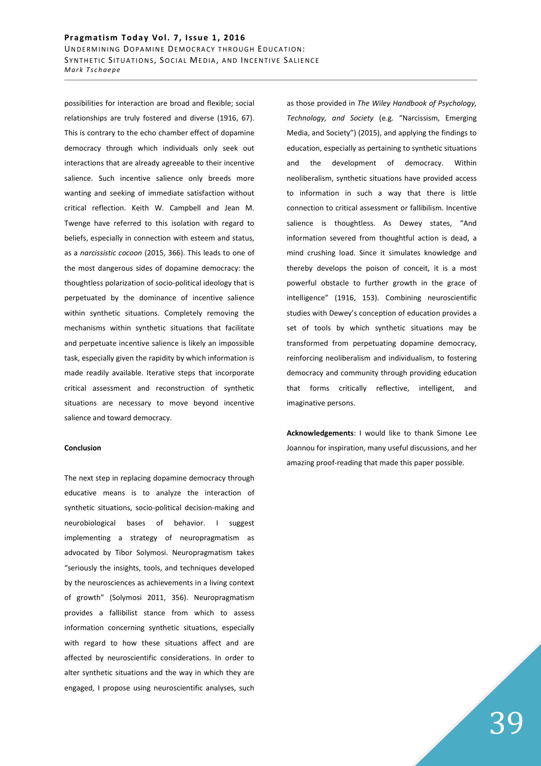possibilities for interaction are broad and flexible; social relationships are truly fostered and diverse (1916, 67). This is contrary to the echo chamber effect of dopamine democracy through which individuals only seek out interactions that are already agreeable to their incentive salience. Such incentive salience only breeds more wanting and seeking of immediate satisfaction without critical reflection. Keith W. Campbell and Jean M. Twenge have referred to this isolation with regard to beliefs, especially in connection with esteem and status, as a *narcissistic cocoon* (2015, 366). This leads to one of the most dangerous sides of dopamine democracy: the thoughtless polarization of socio-political ideology that is perpetuated by the dominance of incentive salience within synthetic situations. Completely removing the mechanisms within synthetic situations that facilitate and perpetuate incentive salience is likely an impossible task, especially given the rapidity by which information is made readily available. Iterative steps that incorporate critical assessment and reconstruction of synthetic situations are necessary to move beyond incentive salience and toward democracy.

**Conclusion**

The next step in replacing dopamine democracy through educative means is to analyze the interaction of synthetic situations, socio-political decision-making and neurobiological bases of behavior. I suggest implementing a strategy of neuropragmatism as advocated by Tibor Solymosi. Neuropragmatism takes "seriously the insights, tools, and techniques developed by the neurosciences as achievements in a living context of growth" (Solymosi 2011, 356). Neuropragmatism provides a fallibilist stance from which to assess information concerning synthetic situations, especially with regard to how these situations affect and are affected by neuroscientific considerations. In order to alter synthetic situations and the way in which they are engaged, I propose using neuroscientific analyses, such as those provided in *The Wiley Handbook of Psychology, Technology, and Society* (e.g. "Narcissism, Emerging Media, and Society") (2015), and applying the findings to education, especially as pertaining to synthetic situations and the development of democracy. Within neoliberalism, synthetic situations have provided access to information in such a way that there is little connection to critical assessment or fallibilism. Incentive salience is thoughtless. As Dewey states, "And information severed from thoughtful action is dead, a mind crushing load. Since it simulates knowledge and thereby develops the poison of conceit, it is a most powerful obstacle to further growth in the grace of intelligence" (1916, 153). Combining neuroscientific studies with Dewey's conception of education provides a set of tools by which synthetic situations may be transformed from perpetuating dopamine democracy, reinforcing neoliberalism and individualism, to fostering democracy and community through providing education that forms critically reflective, intelligent, and imaginative persons.

**Acknowledgements**: I would like to thank Simone Lee Joannou for inspiration, many useful discussions, and her amazing proof-reading that made this paper possible.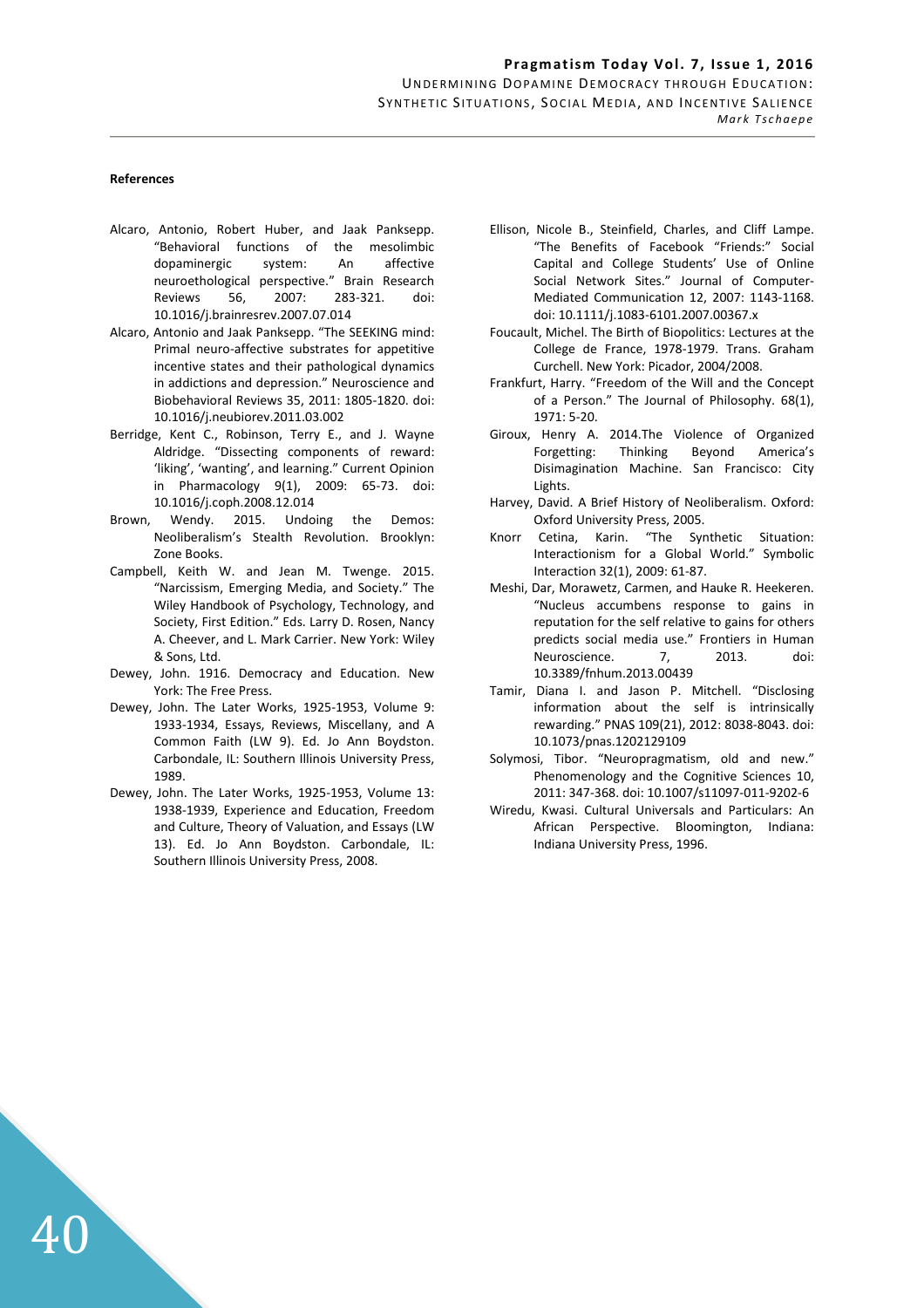**References**

Alcaro, Antonio, Robert Huber, and Jaak Panksepp. "Behavioral functions of the mesolimbic dopaminergic system: An affective neuroethological perspective." Brain Research Reviews 56, 2007: 283-321. doi: 10.1016/j.brainresrev.2007.07.014

Alcaro, Antonio and Jaak Panksepp. "The SEEKING mind: Primal neuro-affective substrates for appetitive incentive states and their pathological dynamics in addictions and depression." Neuroscience and Biobehavioral Reviews 35, 2011: 1805-1820. doi: 10.1016/j.neubiorev.2011.03.002

Berridge, Kent C., Robinson, Terry E., and J. Wayne Aldridge. "Dissecting components of reward: 'liking', 'wanting', and learning." Current Opinion in Pharmacology 9(1), 2009: 65-73. doi: 10.1016/j.coph.2008.12.014

Brown, Wendy. 2015. Undoing the Demos: Neoliberalism's Stealth Revolution. Brooklyn: Zone Books.

Campbell, Keith W. and Jean M. Twenge. 2015. "Narcissism, Emerging Media, and Society." The Wiley Handbook of Psychology, Technology, and Society, First Edition." Eds. Larry D. Rosen, Nancy A. Cheever, and L. Mark Carrier. New York: Wiley & Sons, Ltd.

Dewey, John. 1916. Democracy and Education. New York: The Free Press.

Dewey, John. The Later Works, 1925-1953, Volume 9: 1933-1934, Essays, Reviews, Miscellany, and A Common Faith (LW 9). Ed. Jo Ann Boydston. Carbondale, IL: Southern Illinois University Press, 1989.

Dewey, John. The Later Works, 1925-1953, Volume 13: 1938-1939, Experience and Education, Freedom and Culture, Theory of Valuation, and Essays (LW 13). Ed. Jo Ann Boydston. Carbondale, IL: Southern Illinois University Press, 2008.

Ellison, Nicole B., Steinfield, Charles, and Cliff Lampe. "The Benefits of Facebook "Friends:" Social Capital and College Students' Use of Online Social Network Sites." Journal of Computer-Mediated Communication 12, 2007: 1143-1168. doi: 10.1111/j.1083-6101.2007.00367.x

Foucault, Michel. The Birth of Biopolitics: Lectures at the College de France, 1978-1979. Trans. Graham Curchell. New York: Picador, 2004/2008.

Frankfurt, Harry. "Freedom of the Will and the Concept of a Person." The Journal of Philosophy. 68(1), 1971: 5-20.

Giroux, Henry A. 2014.The Violence of Organized Forgetting: Thinking Beyond America's Disimagination Machine. San Francisco: City Lights.

Harvey, David. A Brief History of Neoliberalism. Oxford: Oxford University Press, 2005.

Knorr Cetina, Karin. "The Synthetic Situation: Interactionism for a Global World." Symbolic Interaction 32(1), 2009: 61-87.

Meshi, Dar, Morawetz, Carmen, and Hauke R. Heekeren. "Nucleus accumbens response to gains in reputation for the self relative to gains for others predicts social media use." Frontiers in Human Neuroscience. 7, 2013. doi: 10.3389/fnhum.2013.00439

Tamir, Diana I. and Jason P. Mitchell. "Disclosing information about the self is intrinsically rewarding." PNAS 109(21), 2012: 8038-8043. doi: 10.1073/pnas.1202129109

Solymosi, Tibor. "Neuropragmatism, old and new." Phenomenology and the Cognitive Sciences 10, 2011: 347-368. doi: 10.1007/s11097-011-9202-6

Wiredu, Kwasi. Cultural Universals and Particulars: An African Perspective. Bloomington, Indiana: Indiana University Press, 1996.